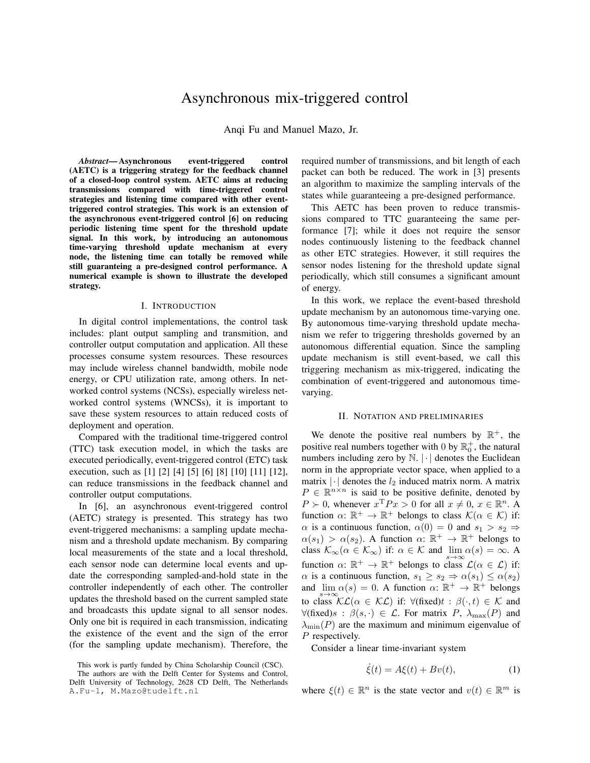# Asynchronous mix-triggered control

Anqi Fu and Manuel Mazo, Jr.

***Abstract*— Asynchronous event-triggered control (AETC) is a triggering strategy for the feedback channel of a closed-loop control system. AETC aims at reducing transmissions compared with time-triggered control strategies and listening time compared with other event-triggered control strategies. This work is an extension of the asynchronous event-triggered control [6] on reducing periodic listening time spent for the threshold update signal. In this work, by introducing an autonomous time-varying threshold update mechanism at every node, the listening time can totally be removed while still guaranteeing a pre-designed control performance. A numerical example is shown to illustrate the developed strategy.**

## I. Introduction

In digital control implementations, the control task includes: plant output sampling and transmition, and controller output computation and application. All these processes consume system resources. These resources may include wireless channel bandwidth, mobile node energy, or CPU utilization rate, among others. In networked control systems (NCSs), especially wireless networked control systems (WNCSs), it is important to save these system resources to attain reduced costs of deployment and operation.

Compared with the traditional time-triggered control (TTC) task execution model, in which the tasks are executed periodically, event-triggered control (ETC) task execution, such as [1] [2] [4] [5] [6] [8] [10] [11] [12], can reduce transmissions in the feedback channel and controller output computations.

In [6], an asynchronous event-triggered control (AETC) strategy is presented. This strategy has two event-triggered mechanisms: a sampling update mechanism and a threshold update mechanism. By comparing local measurements of the state and a local threshold, each sensor node can determine local events and update the corresponding sampled-and-hold state in the controller independently of each other. The controller updates the threshold based on the current sampled state and broadcasts this update signal to all sensor nodes. Only one bit is required in each transmission, indicating the existence of the event and the sign of the error (for the sampling update mechanism). Therefore, the required number of transmissions, and bit length of each packet can both be reduced. The work in [3] presents an algorithm to maximize the sampling intervals of the states while guaranteeing a pre-designed performance.

This AETC has been proven to reduce transmissions compared to TTC guaranteeing the same performance [7]; while it does not require the sensor nodes continuously listening to the feedback channel as other ETC strategies. However, it still requires the sensor nodes listening for the threshold update signal periodically, which still consumes a significant amount of energy.

In this work, we replace the event-based threshold update mechanism by an autonomous time-varying one. By autonomous time-varying threshold update mechanism we refer to triggering thresholds governed by an autonomous differential equation. Since the sampling update mechanism is still event-based, we call this triggering mechanism as mix-triggered, indicating the combination of event-triggered and autonomous time-varying.

## II. Notation and preliminaries

We denote the positive real numbers by $\mathbb{R}^+$, the positive real numbers together with 0 by $\mathbb{R}_0^+$, the natural numbers including zero by $\mathbb{N}$. $|\cdot|$ denotes the Euclidean norm in the appropriate vector space, when applied to a matrix $|\cdot|$ denotes the $l_2$ induced matrix norm. A matrix $P \in \mathbb{R}^{n\times n}$ is said to be positive definite, denoted by $P \succ 0$, whenever $x^{\mathrm{T}}Px > 0$ for all $x \neq 0$, $x \in \mathbb{R}^n$. A function $\alpha$: $\mathbb{R}^+ \to \mathbb{R}^+$ belongs to class $\mathcal{K}(\alpha \in \mathcal{K})$ if: $\alpha$ is a continuous function, $\alpha(0) = 0$ and $s_1 > s_2 \Rightarrow \alpha(s_1) > \alpha(s_2)$. A function $\alpha$: $\mathbb{R}^+ \to \mathbb{R}^+$ belongs to class $\mathcal{K}_\infty(\alpha \in \mathcal{K}_\infty)$ if: $\alpha \in \mathcal{K}$ and $\lim_{s\to\infty} \alpha(s) = \infty$. A function $\alpha$: $\mathbb{R}^+ \to \mathbb{R}^+$ belongs to class $\mathcal{L}(\alpha \in \mathcal{L})$ if: $\alpha$ is a continuous function, $s_1 \geq s_2 \Rightarrow \alpha(s_1) \leq \alpha(s_2)$ and $\lim_{s\to\infty} \alpha(s) = 0$. A function $\alpha$: $\mathbb{R}^+ \to \mathbb{R}^+$ belongs to class $\mathcal{KL}(\alpha \in \mathcal{KL})$ if: $\forall$(fixed)$t$ : $\beta(\cdot, t) \in \mathcal{K}$ and $\forall$(fixed)$s$ : $\beta(s, \cdot) \in \mathcal{L}$. For matrix $P$, $\lambda_{\max}(P)$ and $\lambda_{\min}(P)$ are the maximum and minimum eigenvalue of $P$ respectively.

Consider a linear time-invariant system

$$\dot{\xi}(t) = A\xi(t) + Bv(t), \tag{1}$$

where $\xi(t) \in \mathbb{R}^n$ is the state vector and $v(t) \in \mathbb{R}^m$ is

This work is partly funded by China Scholarship Council (CSC).

The authors are with the Delft Center for Systems and Control, Delft University of Technology, 2628 CD Delft, The Netherlands A.Fu-1, M.Mazo@tudelft.nl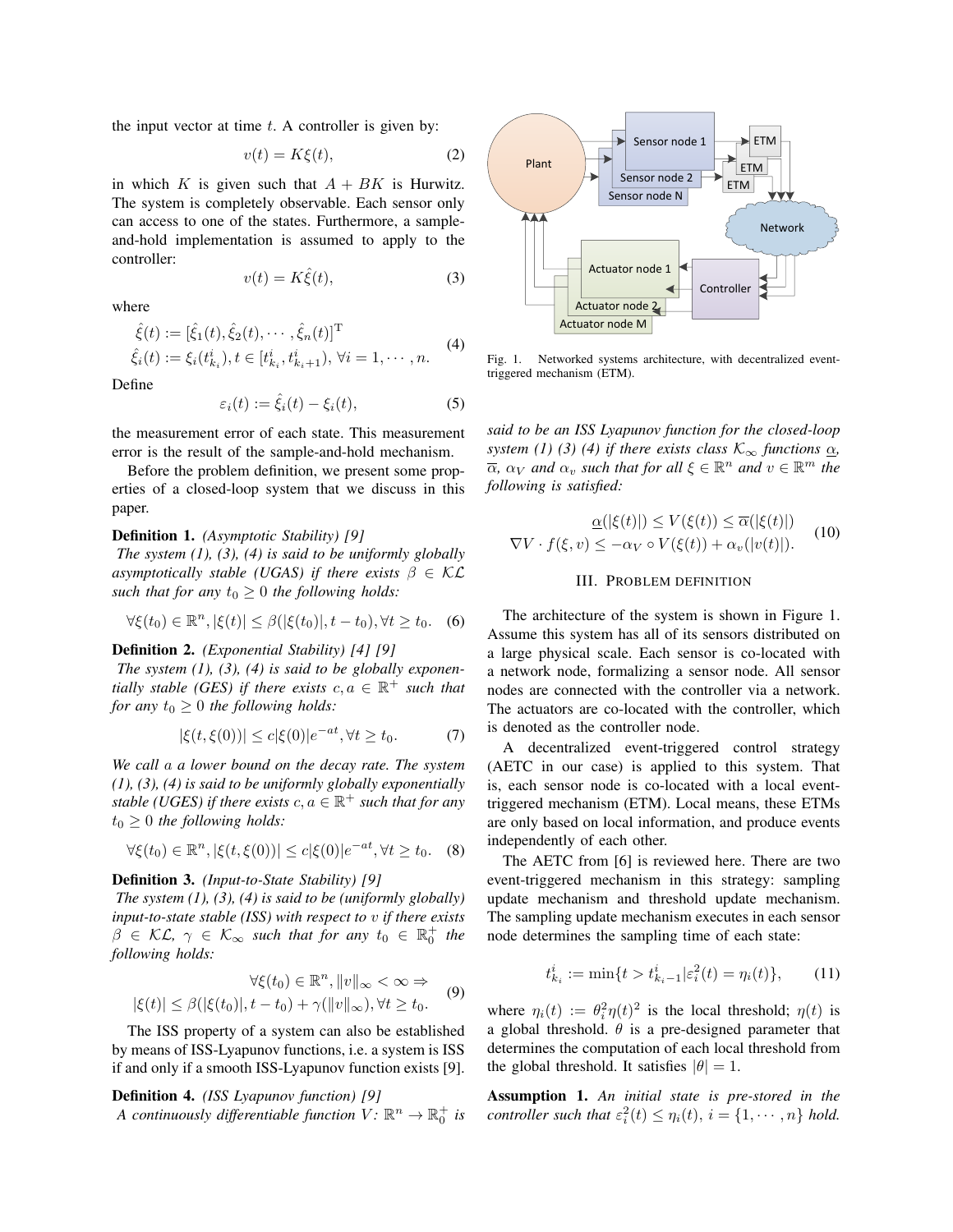the input vector at time $t$. A controller is given by:

$$v(t) = K\xi(t), \tag{2}$$

in which $K$ is given such that $A + BK$ is Hurwitz. The system is completely observable. Each sensor only can access to one of the states. Furthermore, a sample-and-hold implementation is assumed to apply to the controller:

$$v(t) = K\hat{\xi}(t), \tag{3}$$

where

$$\begin{aligned} &\hat{\xi}(t) := [\hat{\xi}_1(t), \hat{\xi}_2(t), \cdots, \hat{\xi}_n(t)]^{\mathrm{T}} \\ &\hat{\xi}_i(t) := \xi_i(t^i_{k_i}), t \in [t^i_{k_i}, t^i_{k_i+1}), \forall i = 1, \cdots, n. \end{aligned} \tag{4}$$

Define

$$\varepsilon_i(t) := \hat{\xi}_i(t) - \xi_i(t), \tag{5}$$

the measurement error of each state. This measurement error is the result of the sample-and-hold mechanism.

Before the problem definition, we present some properties of a closed-loop system that we discuss in this paper.

**Definition 1.** *(Asymptotic Stability) [9]*
*The system (1), (3), (4) is said to be uniformly globally asymptotically stable (UGAS) if there exists $\beta \in \mathcal{KL}$ such that for any $t_0 \geq 0$ the following holds:*

$$\forall \xi(t_0) \in \mathbb{R}^n, |\xi(t)| \leq \beta(|\xi(t_0)|, t - t_0), \forall t \geq t_0. \tag{6}$$

**Definition 2.** *(Exponential Stability) [4] [9]*
*The system (1), (3), (4) is said to be globally exponentially stable (GES) if there exists $c, a \in \mathbb{R}^+$ such that for any $t_0 \geq 0$ the following holds:*

$$|\xi(t, \xi(0))| \leq c|\xi(0)|e^{-at}, \forall t \geq t_0. \tag{7}$$

*We call $a$ a lower bound on the decay rate. The system (1), (3), (4) is said to be uniformly globally exponentially stable (UGES) if there exists $c, a \in \mathbb{R}^+$ such that for any $t_0 \geq 0$ the following holds:*

$$\forall \xi(t_0) \in \mathbb{R}^n, |\xi(t, \xi(0))| \leq c|\xi(0)|e^{-at}, \forall t \geq t_0. \tag{8}$$

**Definition 3.** *(Input-to-State Stability) [9]*
*The system (1), (3), (4) is said to be (uniformly globally) input-to-state stable (ISS) with respect to $v$ if there exists $\beta \in \mathcal{KL}$, $\gamma \in \mathcal{K}_\infty$ such that for any $t_0 \in \mathbb{R}_0^+$ the following holds:*

$$\begin{aligned} &\forall \xi(t_0) \in \mathbb{R}^n, \|v\|_\infty < \infty \Rightarrow \\ &|\xi(t)| \leq \beta(|\xi(t_0)|, t - t_0) + \gamma(\|v\|_\infty), \forall t \geq t_0. \end{aligned} \tag{9}$$

The ISS property of a system can also be established by means of ISS-Lyapunov functions, i.e. a system is ISS if and only if a smooth ISS-Lyapunov function exists [9].

**Definition 4.** *(ISS Lyapunov function) [9]*
*A continuously differentiable function $V: \mathbb{R}^n \to \mathbb{R}_0^+$ is said to be an ISS Lyapunov function for the closed-loop system (1) (3) (4) if there exists class $\mathcal{K}_\infty$ functions $\underline{\alpha}$, $\overline{\alpha}$, $\alpha_V$ and $\alpha_v$ such that for all $\xi \in \mathbb{R}^n$ and $v \in \mathbb{R}^m$ the following is satisfied:*

$$\begin{aligned} \underline{\alpha}(|\xi(t)|) \leq V(\xi(t)) \leq \overline{\alpha}(|\xi(t)|) \\ \nabla V \cdot f(\xi, v) \leq -\alpha_V \circ V(\xi(t)) + \alpha_v(|v(t)|). \end{aligned} \tag{10}$$

Fig. 1. Networked systems architecture, with decentralized event-triggered mechanism (ETM).

## III. Problem definition

The architecture of the system is shown in Figure 1. Assume this system has all of its sensors distributed on a large physical scale. Each sensor is co-located with a network node, formalizing a sensor node. All sensor nodes are connected with the controller via a network. The actuators are co-located with the controller, which is denoted as the controller node.

A decentralized event-triggered control strategy (AETC in our case) is applied to this system. That is, each sensor node is co-located with a local event-triggered mechanism (ETM). Local means, these ETMs are only based on local information, and produce events independently of each other.

The AETC from [6] is reviewed here. There are two event-triggered mechanism in this strategy: sampling update mechanism and threshold update mechanism. The sampling update mechanism executes in each sensor node determines the sampling time of each state:

$$t^i_{k_i} := \min\{t > t^i_{k_i - 1} | \varepsilon_i^2(t) = \eta_i(t)\}, \tag{11}$$

where $\eta_i(t) := \theta_i^2 \eta(t)^2$ is the local threshold; $\eta(t)$ is a global threshold. $\theta$ is a pre-designed parameter that determines the computation of each local threshold from the global threshold. It satisfies $|\theta| = 1$.

**Assumption 1.** *An initial state is pre-stored in the controller such that $\varepsilon_i^2(t) \leq \eta_i(t)$, $i = \{1, \cdots, n\}$ hold.*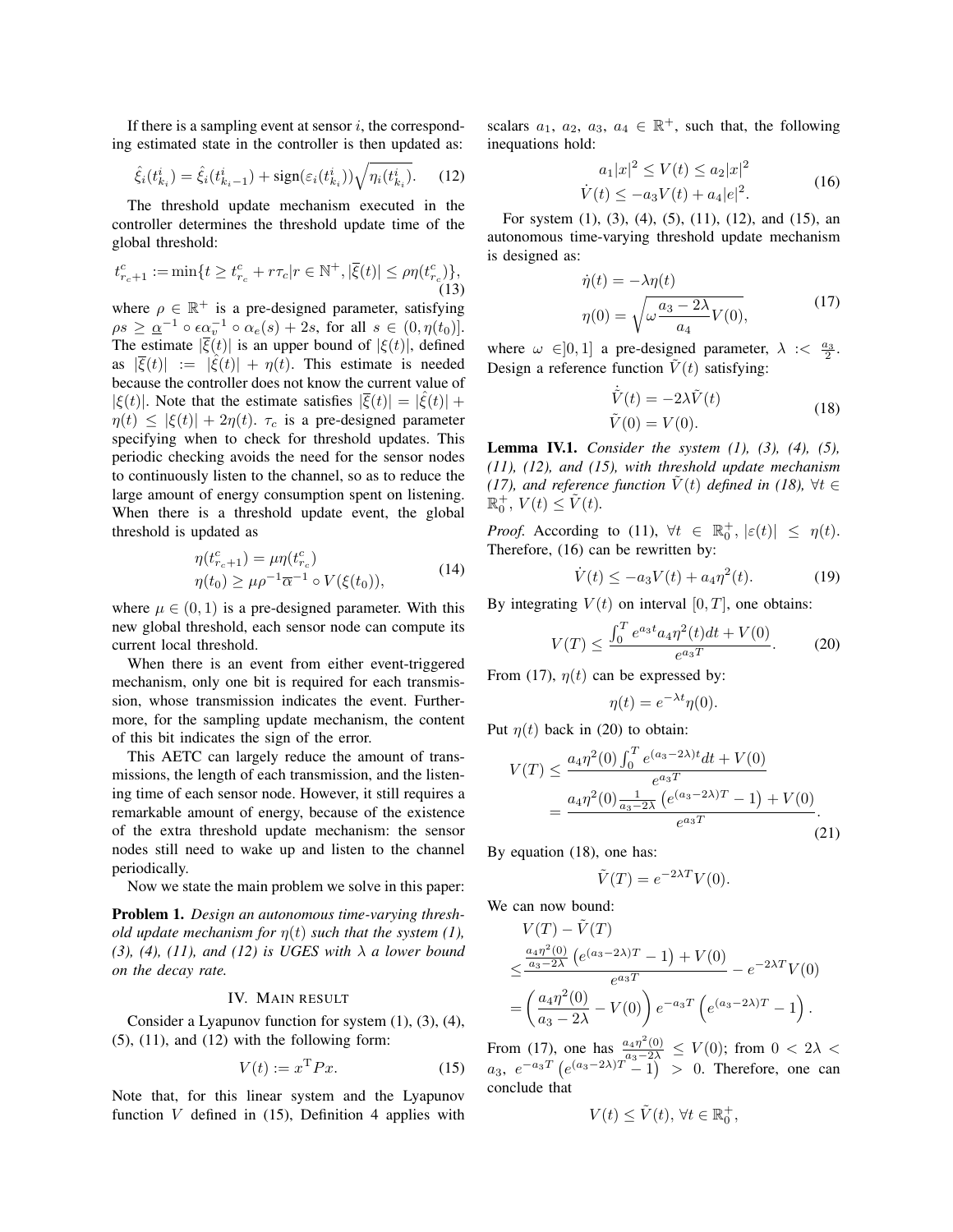If there is a sampling event at sensor $i$, the corresponding estimated state in the controller is then updated as:

$$\hat{\xi}_i(t^i_{k_i}) = \hat{\xi}_i(t^i_{k_i-1}) + \text{sign}(\varepsilon_i(t^i_{k_i}))\sqrt{\eta_i(t^i_{k_i})}. \tag{12}$$

The threshold update mechanism executed in the controller determines the threshold update time of the global threshold:

$$t^c_{r_c+1} := \min\{t \geq t^c_{r_c} + r\tau_c | r \in \mathbb{N}^+, |\overline{\xi}(t)| \leq \rho\eta(t^c_{r_c})\}, \tag{13}$$

where $\rho \in \mathbb{R}^+$ is a pre-designed parameter, satisfying $\rho s \geq \underline{\alpha}^{-1} \circ \epsilon\alpha_v^{-1} \circ \alpha_e(s) + 2s$, for all $s \in (0, \eta(t_0)]$. The estimate $|\overline{\xi}(t)|$ is an upper bound of $|\xi(t)|$, defined as $|\overline{\xi}(t)| := |\hat{\xi}(t)| + \eta(t)$. This estimate is needed because the controller does not know the current value of $|\xi(t)|$. Note that the estimate satisfies $|\overline{\xi}(t)| = |\hat{\xi}(t)| + \eta(t) \leq |\xi(t)| + 2\eta(t)$. $\tau_c$ is a pre-designed parameter specifying when to check for threshold updates. This periodic checking avoids the need for the sensor nodes to continuously listen to the channel, so as to reduce the large amount of energy consumption spent on listening. When there is a threshold update event, the global threshold is updated as

$$\begin{aligned} \eta(t^c_{r_c+1}) &= \mu\eta(t^c_{r_c}) \\ \eta(t_0) &\geq \mu\rho^{-1}\overline{\alpha}^{-1} \circ V(\xi(t_0)), \end{aligned} \tag{14}$$

where $\mu \in (0, 1)$ is a pre-designed parameter. With this new global threshold, each sensor node can compute its current local threshold.

When there is an event from either event-triggered mechanism, only one bit is required for each transmission, whose transmission indicates the event. Furthermore, for the sampling update mechanism, the content of this bit indicates the sign of the error.

This AETC can largely reduce the amount of transmissions, the length of each transmission, and the listening time of each sensor node. However, it still requires a remarkable amount of energy, because of the existence of the extra threshold update mechanism: the sensor nodes still need to wake up and listen to the channel periodically.

Now we state the main problem we solve in this paper:

**Problem 1.** *Design an autonomous time-varying threshold update mechanism for $\eta(t)$ such that the system (1), (3), (4), (11), and (12) is UGES with $\lambda$ a lower bound on the decay rate.*

## IV. Main result

Consider a Lyapunov function for system (1), (3), (4), (5), (11), and (12) with the following form:

$$V(t) := x^{\mathrm{T}}Px. \tag{15}$$

Note that, for this linear system and the Lyapunov function $V$ defined in (15), Definition 4 applies with scalars $a_1$, $a_2$, $a_3$, $a_4 \in \mathbb{R}^+$, such that, the following inequations hold:

$$\begin{aligned} a_1|x|^2 \leq V(t) &\leq a_2|x|^2 \\ \dot{V}(t) &\leq -a_3V(t) + a_4|e|^2. \end{aligned} \tag{16}$$

For system (1), (3), (4), (5), (11), (12), and (15), an autonomous time-varying threshold update mechanism is designed as:

$$\begin{aligned} \dot{\eta}(t) &= -\lambda\eta(t) \\ \eta(0) &= \sqrt{\omega\frac{a_3 - 2\lambda}{a_4}V(0)}, \end{aligned} \tag{17}$$

where $\omega \in ]0, 1]$ a pre-designed parameter, $\lambda :< \frac{a_3}{2}$. Design a reference function $\tilde{V}(t)$ satisfying:

$$\begin{aligned} \dot{\tilde{V}}(t) &= -2\lambda\tilde{V}(t) \\ \tilde{V}(0) &= V(0). \end{aligned} \tag{18}$$

**Lemma IV.1.** *Consider the system (1), (3), (4), (5), (11), (12), and (15), with threshold update mechanism (17), and reference function $\tilde{V}(t)$ defined in (18), $\forall t \in \mathbb{R}^+_0$, $V(t) \leq \tilde{V}(t)$.*

*Proof.* According to (11), $\forall t \in \mathbb{R}^+_0$, $|\varepsilon(t)| \leq \eta(t)$. Therefore, (16) can be rewritten by:

$$\dot{V}(t) \leq -a_3V(t) + a_4\eta^2(t). \tag{19}$$

By integrating $V(t)$ on interval $[0, T]$, one obtains:

$$V(T) \leq \frac{\int_0^T e^{a_3t}a_4\eta^2(t)dt + V(0)}{e^{a_3T}}. \tag{20}$$

From (17), $\eta(t)$ can be expressed by:

$$\eta(t) = e^{-\lambda t}\eta(0).$$

Put $\eta(t)$ back in (20) to obtain:

$$\begin{aligned} V(T) &\leq \frac{a_4\eta^2(0)\int_0^T e^{(a_3-2\lambda)t}dt + V(0)}{e^{a_3T}} \\ &= \frac{a_4\eta^2(0)\frac{1}{a_3-2\lambda}\left(e^{(a_3-2\lambda)T} - 1\right) + V(0)}{e^{a_3T}}. \end{aligned} \tag{21}$$

By equation (18), one has:

$$\tilde{V}(T) = e^{-2\lambda T}V(0).$$

We can now bound:

$$\begin{aligned} &V(T) - \tilde{V}(T) \\ \leq &\frac{\frac{a_4\eta^2(0)}{a_3-2\lambda}\left(e^{(a_3-2\lambda)T} - 1\right) + V(0)}{e^{a_3T}} - e^{-2\lambda T}V(0) \\ = &\left(\frac{a_4\eta^2(0)}{a_3 - 2\lambda} - V(0)\right)e^{-a_3T}\left(e^{(a_3-2\lambda)T} - 1\right). \end{aligned}$$

From (17), one has $\frac{a_4\eta^2(0)}{a_3-2\lambda} \leq V(0)$; from $0 < 2\lambda < a_3$, $e^{-a_3T}\left(e^{(a_3-2\lambda)T} - 1\right) > 0$. Therefore, one can conclude that

$$V(t) \leq \tilde{V}(t), \forall t \in \mathbb{R}^+_0,$$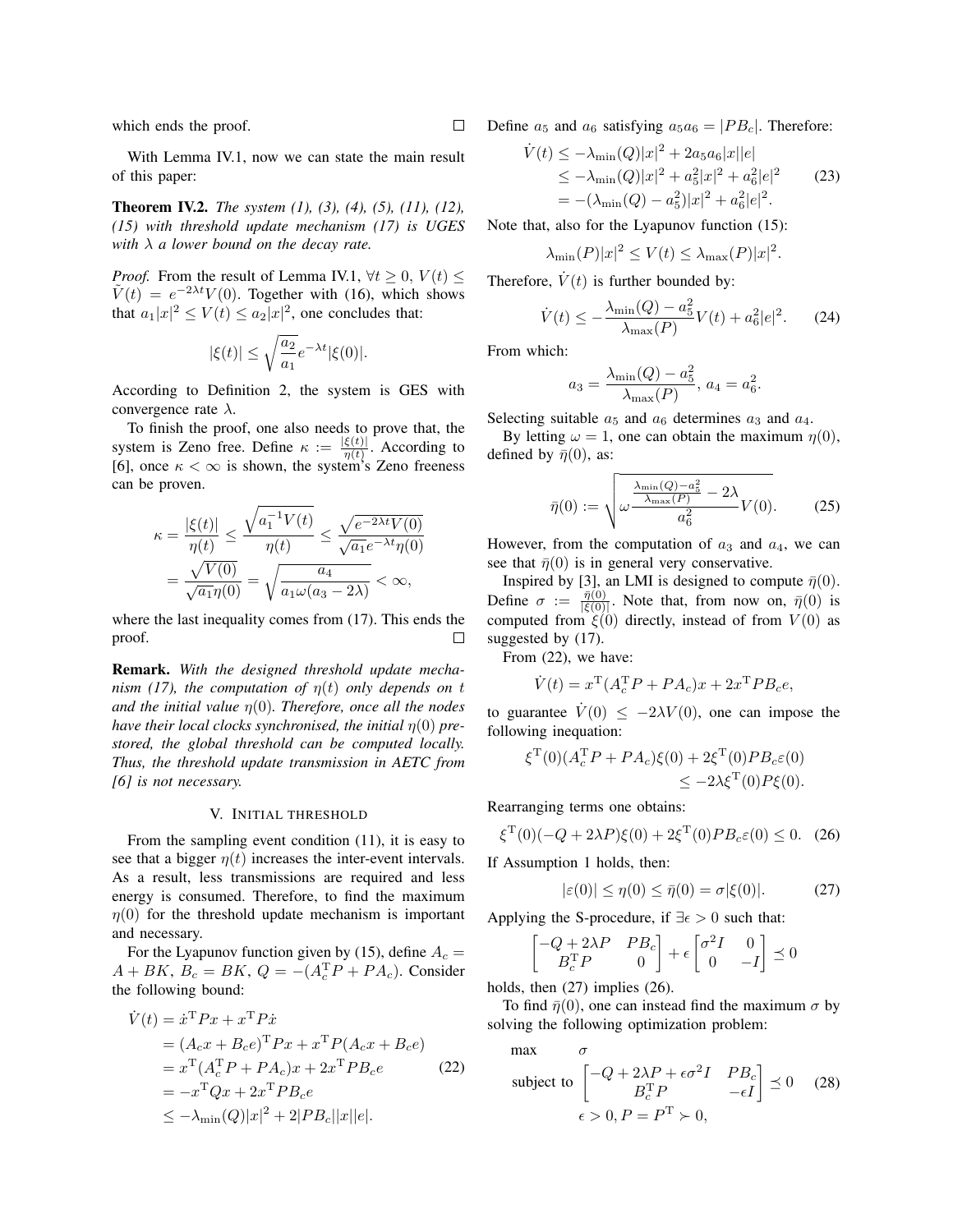which ends the proof. $\square$

With Lemma IV.1, now we can state the main result of this paper:

**Theorem IV.2.** *The system (1), (3), (4), (5), (11), (12), (15) with threshold update mechanism (17) is UGES with $\lambda$ a lower bound on the decay rate.*

*Proof.* From the result of Lemma IV.1, $\forall t \geq 0$, $V(t) \leq \tilde{V}(t) = e^{-2\lambda t} V(0)$. Together with (16), which shows that $a_1|x|^2 \leq V(t) \leq a_2|x|^2$, one concludes that:

$$|\xi(t)| \leq \sqrt{\frac{a_2}{a_1}} e^{-\lambda t} |\xi(0)|.$$

According to Definition 2, the system is GES with convergence rate $\lambda$.

To finish the proof, one also needs to prove that, the system is Zeno free. Define $\kappa := \frac{|\xi(t)|}{\eta(t)}$. According to [6], once $\kappa < \infty$ is shown, the system's Zeno freeness can be proven.

$$\kappa = \frac{|\xi(t)|}{\eta(t)} \leq \frac{\sqrt{a_1^{-1} V(t)}}{\eta(t)} \leq \frac{\sqrt{e^{-2\lambda t} V(0)}}{\sqrt{a_1} e^{-\lambda t} \eta(0)}$$
$$= \frac{\sqrt{V(0)}}{\sqrt{a_1}\eta(0)} = \sqrt{\frac{a_4}{a_1 \omega (a_3 - 2\lambda)}} < \infty,$$

where the last inequality comes from (17). This ends the proof. $\square$

**Remark.** *With the designed threshold update mechanism (17), the computation of $\eta(t)$ only depends on $t$ and the initial value $\eta(0)$. Therefore, once all the nodes have their local clocks synchronised, the initial $\eta(0)$ prestored, the global threshold can be computed locally. Thus, the threshold update transmission in AETC from [6] is not necessary.*

## V. Initial threshold

From the sampling event condition (11), it is easy to see that a bigger $\eta(t)$ increases the inter-event intervals. As a result, less transmissions are required and less energy is consumed. Therefore, to find the maximum $\eta(0)$ for the threshold update mechanism is important and necessary.

For the Lyapunov function given by (15), define $A_c = A + BK$, $B_c = BK$, $Q = -(A_c^{\mathrm{T}} P + P A_c)$. Consider the following bound:

$$\begin{aligned}
\dot{V}(t) &= \dot{x}^{\mathrm{T}} P x + x^{\mathrm{T}} P \dot{x} \\
&= (A_c x + B_c e)^{\mathrm{T}} P x + x^{\mathrm{T}} P (A_c x + B_c e) \\
&= x^{\mathrm{T}} (A_c^{\mathrm{T}} P + P A_c) x + 2 x^{\mathrm{T}} P B_c e \\
&= -x^{\mathrm{T}} Q x + 2 x^{\mathrm{T}} P B_c e \\
&\leq -\lambda_{\min}(Q)|x|^2 + 2|PB_c||x||e|.
\end{aligned} \tag{22}$$

Define $a_5$ and $a_6$ satisfying $a_5 a_6 = |PB_c|$. Therefore:

$$\begin{aligned}
\dot{V}(t) &\leq -\lambda_{\min}(Q)|x|^2 + 2 a_5 a_6 |x||e| \\
&\leq -\lambda_{\min}(Q)|x|^2 + a_5^2|x|^2 + a_6^2|e|^2 \\
&= -(\lambda_{\min}(Q) - a_5^2)|x|^2 + a_6^2|e|^2.
\end{aligned} \tag{23}$$

Note that, also for the Lyapunov function (15):

$$\lambda_{\min}(P)|x|^2 \leq V(t) \leq \lambda_{\max}(P)|x|^2.$$

Therefore, $\dot{V}(t)$ is further bounded by:

$$\dot{V}(t) \leq -\frac{\lambda_{\min}(Q) - a_5^2}{\lambda_{\max}(P)} V(t) + a_6^2 |e|^2. \tag{24}$$

From which:

$$a_3 = \frac{\lambda_{\min}(Q) - a_5^2}{\lambda_{\max}(P)},\ a_4 = a_6^2.$$

Selecting suitable $a_5$ and $a_6$ determines $a_3$ and $a_4$.

By letting $\omega = 1$, one can obtain the maximum $\eta(0)$, defined by $\bar{\eta}(0)$, as:

$$\bar{\eta}(0) := \sqrt{\omega \frac{\frac{\lambda_{\min}(Q) - a_5^2}{\lambda_{\max}(P)} - 2\lambda}{a_6^2} V(0)}. \tag{25}$$

However, from the computation of $a_3$ and $a_4$, we can see that $\bar{\eta}(0)$ is in general very conservative.

Inspired by [3], an LMI is designed to compute $\bar{\eta}(0)$. Define $\sigma := \frac{\bar{\eta}(0)}{|\xi(0)|}$. Note that, from now on, $\bar{\eta}(0)$ is computed from $\xi(0)$ directly, instead of from $V(0)$ as suggested by (17).

From (22), we have:

$$\dot{V}(t) = x^{\mathrm{T}} (A_c^{\mathrm{T}} P + P A_c) x + 2 x^{\mathrm{T}} P B_c e,$$

to guarantee $\dot{V}(0) \leq -2\lambda V(0)$, one can impose the following inequation:

$$\xi^{\mathrm{T}}(0)(A_c^{\mathrm{T}} P + P A_c)\xi(0) + 2\xi^{\mathrm{T}}(0) P B_c \varepsilon(0) \leq -2\lambda \xi^{\mathrm{T}}(0) P \xi(0).$$

Rearranging terms one obtains:

$$\xi^{\mathrm{T}}(0)(-Q + 2\lambda P)\xi(0) + 2\xi^{\mathrm{T}}(0) P B_c \varepsilon(0) \leq 0. \tag{26}$$

If Assumption 1 holds, then:

$$|\varepsilon(0)| \leq \eta(0) \leq \bar{\eta}(0) = \sigma |\xi(0)|. \tag{27}$$

Applying the S-procedure, if $\exists \epsilon > 0$ such that:

$$\begin{bmatrix} -Q + 2\lambda P & PB_c \\ B_c^{\mathrm{T}} P & 0 \end{bmatrix} + \epsilon \begin{bmatrix} \sigma^2 I & 0 \\ 0 & -I \end{bmatrix} \preceq 0$$

holds, then (27) implies (26).

To find $\bar{\eta}(0)$, one can instead find the maximum $\sigma$ by solving the following optimization problem:

$$\begin{aligned}
&\max \quad \sigma \\
&\text{subject to} \quad \begin{bmatrix} -Q + 2\lambda P + \epsilon \sigma^2 I & PB_c \\ B_c^{\mathrm{T}} P & -\epsilon I \end{bmatrix} \preceq 0 \\
&\qquad\qquad \epsilon > 0, P = P^{\mathrm{T}} \succ 0,
\end{aligned} \tag{28}$$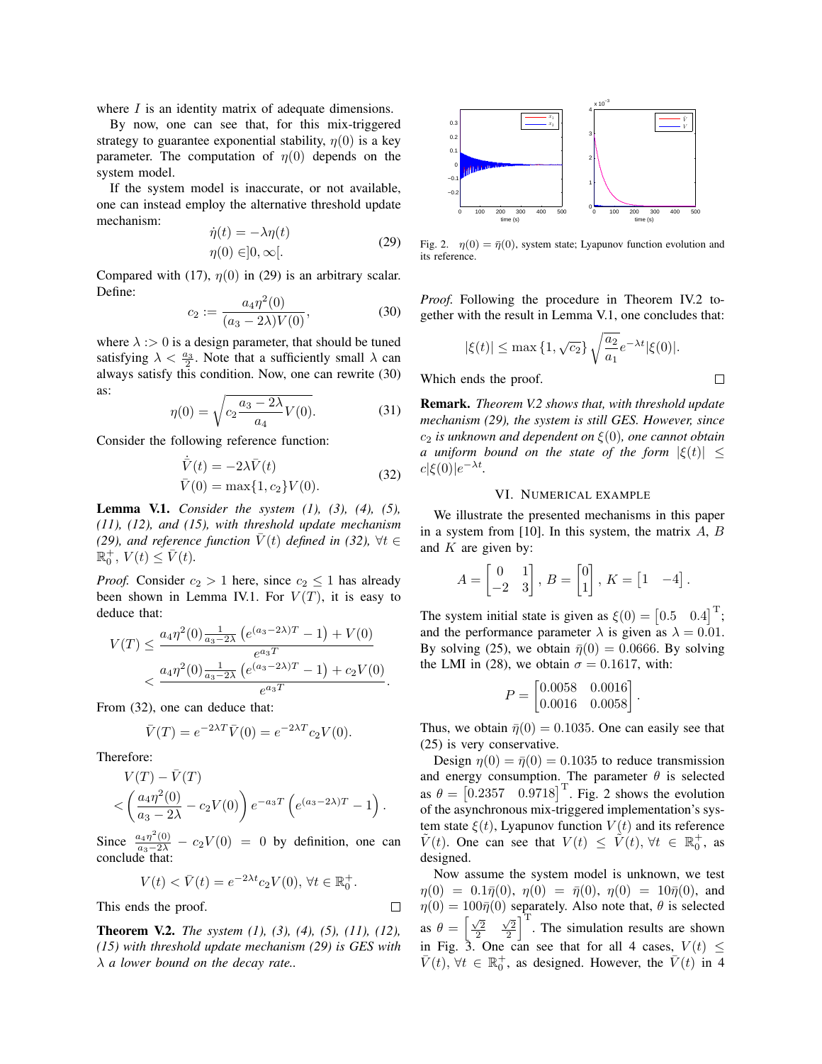where $I$ is an identity matrix of adequate dimensions.

By now, one can see that, for this mix-triggered strategy to guarantee exponential stability, $\eta(0)$ is a key parameter. The computation of $\eta(0)$ depends on the system model.

If the system model is inaccurate, or not available, one can instead employ the alternative threshold update mechanism:

$$\begin{aligned}\dot{\eta}(t) &= -\lambda\eta(t)\\ \eta(0) &\in ]0, \infty[.\end{aligned} \tag{29}$$

Compared with (17), $\eta(0)$ in (29) is an arbitrary scalar. Define:

$$c_2 := \frac{a_4\eta^2(0)}{(a_3 - 2\lambda)V(0)}, \tag{30}$$

where $\lambda :> 0$ is a design parameter, that should be tuned satisfying $\lambda < \frac{a_3}{2}$. Note that a sufficiently small $\lambda$ can always satisfy this condition. Now, one can rewrite (30) as:

$$\eta(0) = \sqrt{c_2\frac{a_3 - 2\lambda}{a_4}V(0)}. \tag{31}$$

Consider the following reference function:

$$\begin{aligned}\dot{\bar{V}}(t) &= -2\lambda\bar{V}(t)\\ \bar{V}(0) &= \max\{1, c_2\}V(0).\end{aligned} \tag{32}$$

**Lemma V.1.** *Consider the system (1), (3), (4), (5), (11), (12), and (15), with threshold update mechanism (29), and reference function $\bar{V}(t)$ defined in (32), $\forall t \in \mathbb{R}_0^+$, $V(t) \le \bar{V}(t)$.*

*Proof.* Consider $c_2 > 1$ here, since $c_2 \le 1$ has already been shown in Lemma IV.1. For $V(T)$, it is easy to deduce that:

$$\begin{aligned}V(T) &\le \frac{a_4\eta^2(0)\frac{1}{a_3-2\lambda}\left(e^{(a_3-2\lambda)T} - 1\right) + V(0)}{e^{a_3T}}\\ &< \frac{a_4\eta^2(0)\frac{1}{a_3-2\lambda}\left(e^{(a_3-2\lambda)T} - 1\right) + c_2V(0)}{e^{a_3T}}.\end{aligned}$$

From (32), one can deduce that:

$$\bar{V}(T) = e^{-2\lambda T}\bar{V}(0) = e^{-2\lambda T}c_2V(0).$$

Therefore:

$$\begin{aligned}&V(T) - \bar{V}(T)\\ &< \left(\frac{a_4\eta^2(0)}{a_3 - 2\lambda} - c_2V(0)\right)e^{-a_3T}\left(e^{(a_3-2\lambda)T} - 1\right).\end{aligned}$$

Since $\frac{a_4\eta^2(0)}{a_3-2\lambda} - c_2V(0) = 0$ by definition, one can conclude that:

$$V(t) < \bar{V}(t) = e^{-2\lambda t}c_2V(0), \forall t \in \mathbb{R}_0^+.$$

This ends the proof. $\square$

**Theorem V.2.** *The system (1), (3), (4), (5), (11), (12), (15) with threshold update mechanism (29) is GES with $\lambda$ a lower bound on the decay rate..*

Fig. 2. $\eta(0) = \bar{\eta}(0)$, system state; Lyapunov function evolution and its reference.

*Proof.* Following the procedure in Theorem IV.2 together with the result in Lemma V.1, one concludes that:

$$|\xi(t)| \le \max\{1, \sqrt{c_2}\}\sqrt{\frac{a_2}{a_1}}e^{-\lambda t}|\xi(0)|.$$

Which ends the proof. $\square$

**Remark.** *Theorem V.2 shows that, with threshold update mechanism (29), the system is still GES. However, since $c_2$ is unknown and dependent on $\xi(0)$, one cannot obtain a uniform bound on the state of the form $|\xi(t)| \le c|\xi(0)|e^{-\lambda t}$.*

## VI. Numerical Example

We illustrate the presented mechanisms in this paper in a system from [10]. In this system, the matrix $A$, $B$ and $K$ are given by:

$$A = \begin{bmatrix}0 & 1\\ -2 & 3\end{bmatrix},\ B = \begin{bmatrix}0\\ 1\end{bmatrix},\ K = \begin{bmatrix}1 & -4\end{bmatrix}.$$

The system initial state is given as $\xi(0) = \begin{bmatrix}0.5 & 0.4\end{bmatrix}^{\mathrm{T}}$; and the performance parameter $\lambda$ is given as $\lambda = 0.01$. By solving (25), we obtain $\bar{\eta}(0) = 0.0666$. By solving the LMI in (28), we obtain $\sigma = 0.1617$, with:

$$P = \begin{bmatrix}0.0058 & 0.0016\\ 0.0016 & 0.0058\end{bmatrix}.$$

Thus, we obtain $\bar{\eta}(0) = 0.1035$. One can easily see that (25) is very conservative.

Design $\eta(0) = \bar{\eta}(0) = 0.1035$ to reduce transmission and energy consumption. The parameter $\theta$ is selected as $\theta = \begin{bmatrix}0.2357 & 0.9718\end{bmatrix}^{\mathrm{T}}$. Fig. 2 shows the evolution of the asynchronous mix-triggered implementation's system state $\xi(t)$, Lyapunov function $V(t)$ and its reference $\bar{V}(t)$. One can see that $V(t) \le \bar{V}(t), \forall t \in \mathbb{R}_0^+$, as designed.

Now assume the system model is unknown, we test $\eta(0) = 0.1\bar{\eta}(0)$, $\eta(0) = \bar{\eta}(0)$, $\eta(0) = 10\bar{\eta}(0)$, and $\eta(0) = 100\bar{\eta}(0)$ separately. Also note that, $\theta$ is selected as $\theta = \begin{bmatrix}\frac{\sqrt{2}}{2} & \frac{\sqrt{2}}{2}\end{bmatrix}^{\mathrm{T}}$. The simulation results are shown in Fig. 3. One can see that for all 4 cases, $V(t) \le \bar{V}(t)$, $\forall t \in \mathbb{R}_0^+$, as designed. However, the $\bar{V}(t)$ in 4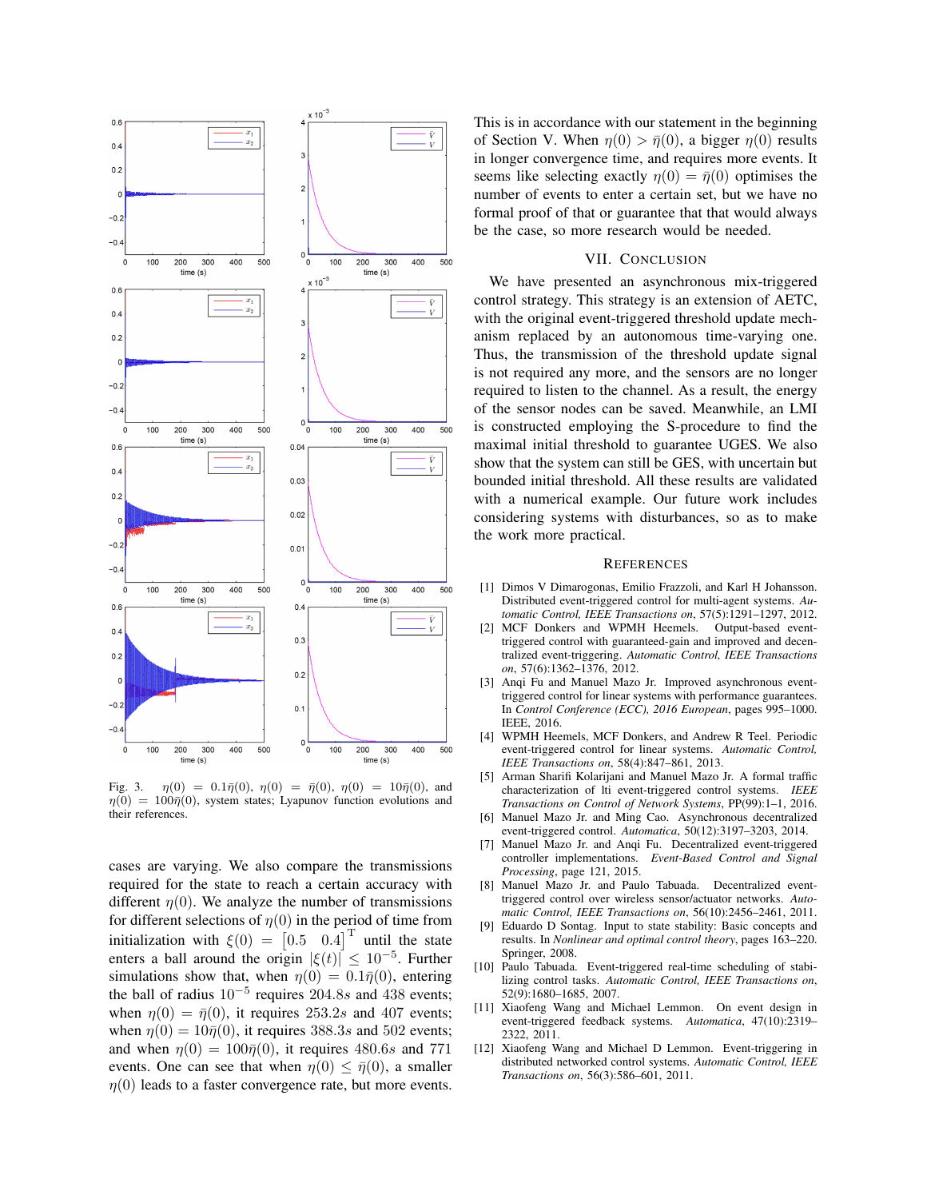0.6
0.4
0.2
0
−0.2
−0.4
0 100 200 300 400 500
time (s)
$x_1$
$x_2$

x $10^{-3}$
4
3
2
1
0
0 100 200 300 400 500
time (s)
$\bar{V}$
$V$

0.6
0.4
0.2
0
−0.2
−0.4
0 100 200 300 400 500
time (s)
$x_1$
$x_2$

x $10^{-3}$
4
3
2
1
0
0 100 200 300 400 500
time (s)
$\bar{V}$
$V$

0.6
0.4
0.2
0
−0.2
−0.4
0 100 200 300 400 500
time (s)
$x_1$
$x_2$

0.04
0.03
0.02
0.01
0
0 100 200 300 400 500
time (s)
$\bar{V}$
$V$

0.6
0.4
0.2
0
−0.2
−0.4
0 100 200 300 400 500
time (s)
$x_1$
$x_2$

0.4
0.3
0.2
0.1
0
0 100 200 300 400 500
time (s)
$\bar{V}$
$V$

Fig. 3. $\eta(0) = 0.1\bar{\eta}(0)$, $\eta(0) = \bar{\eta}(0)$, $\eta(0) = 10\bar{\eta}(0)$, and $\eta(0) = 100\bar{\eta}(0)$, system states; Lyapunov function evolutions and their references.

cases are varying. We also compare the transmissions required for the state to reach a certain accuracy with different $\eta(0)$. We analyze the number of transmissions for different selections of $\eta(0)$ in the period of time from initialization with $\xi(0) = \begin{bmatrix}0.5 & 0.4\end{bmatrix}^{\mathrm{T}}$ until the state enters a ball around the origin $|\xi(t)| \leq 10^{-5}$. Further simulations show that, when $\eta(0) = 0.1\bar{\eta}(0)$, entering the ball of radius $10^{-5}$ requires $204.8s$ and 438 events; when $\eta(0) = \bar{\eta}(0)$, it requires $253.2s$ and 407 events; when $\eta(0) = 10\bar{\eta}(0)$, it requires $388.3s$ and 502 events; and when $\eta(0) = 100\bar{\eta}(0)$, it requires $480.6s$ and 771 events. One can see that when $\eta(0) \leq \bar{\eta}(0)$, a smaller $\eta(0)$ leads to a faster convergence rate, but more events. This is in accordance with our statement in the beginning of Section V. When $\eta(0) > \bar{\eta}(0)$, a bigger $\eta(0)$ results in longer convergence time, and requires more events. It seems like selecting exactly $\eta(0) = \bar{\eta}(0)$ optimises the number of events to enter a certain set, but we have no formal proof of that or guarantee that that would always be the case, so more research would be needed.

## VII. Conclusion

We have presented an asynchronous mix-triggered control strategy. This strategy is an extension of AETC, with the original event-triggered threshold update mechanism replaced by an autonomous time-varying one. Thus, the transmission of the threshold update signal is not required any more, and the sensors are no longer required to listen to the channel. As a result, the energy of the sensor nodes can be saved. Meanwhile, an LMI is constructed employing the S-procedure to find the maximal initial threshold to guarantee UGES. We also show that the system can still be GES, with uncertain but bounded initial threshold. All these results are validated with a numerical example. Our future work includes considering systems with disturbances, so as to make the work more practical.

## References

[1] Dimos V Dimarogonas, Emilio Frazzoli, and Karl H Johansson. Distributed event-triggered control for multi-agent systems. *Automatic Control, IEEE Transactions on*, 57(5):1291–1297, 2012.

[2] MCF Donkers and WPMH Heemels. Output-based event-triggered control with guaranteed-gain and improved and decentralized event-triggering. *Automatic Control, IEEE Transactions on*, 57(6):1362–1376, 2012.

[3] Anqi Fu and Manuel Mazo Jr. Improved asynchronous event-triggered control for linear systems with performance guarantees. In *Control Conference (ECC), 2016 European*, pages 995–1000. IEEE, 2016.

[4] WPMH Heemels, MCF Donkers, and Andrew R Teel. Periodic event-triggered control for linear systems. *Automatic Control, IEEE Transactions on*, 58(4):847–861, 2013.

[5] Arman Sharifi Kolarijani and Manuel Mazo Jr. A formal traffic characterization of lti event-triggered control systems. *IEEE Transactions on Control of Network Systems*, PP(99):1–1, 2016.

[6] Manuel Mazo Jr. and Ming Cao. Asynchronous decentralized event-triggered control. *Automatica*, 50(12):3197–3203, 2014.

[7] Manuel Mazo Jr. and Anqi Fu. Decentralized event-triggered controller implementations. *Event-Based Control and Signal Processing*, page 121, 2015.

[8] Manuel Mazo Jr. and Paulo Tabuada. Decentralized event-triggered control over wireless sensor/actuator networks. *Automatic Control, IEEE Transactions on*, 56(10):2456–2461, 2011.

[9] Eduardo D Sontag. Input to state stability: Basic concepts and results. In *Nonlinear and optimal control theory*, pages 163–220. Springer, 2008.

[10] Paulo Tabuada. Event-triggered real-time scheduling of stabilizing control tasks. *Automatic Control, IEEE Transactions on*, 52(9):1680–1685, 2007.

[11] Xiaofeng Wang and Michael Lemmon. On event design in event-triggered feedback systems. *Automatica*, 47(10):2319–2322, 2011.

[12] Xiaofeng Wang and Michael D Lemmon. Event-triggering in distributed networked control systems. *Automatic Control, IEEE Transactions on*, 56(3):586–601, 2011.